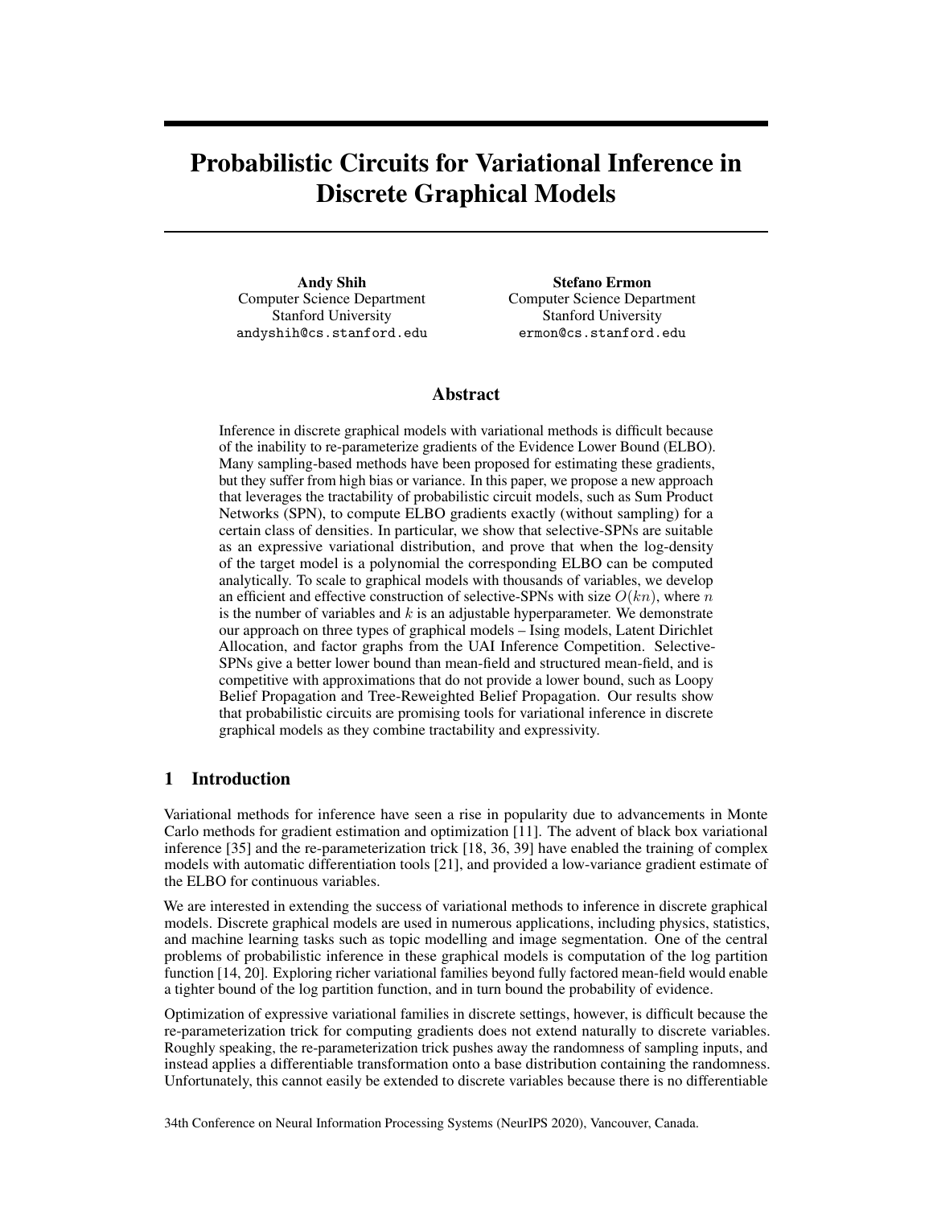# Probabilistic Circuits for Variational Inference in Discrete Graphical Models

**Andy Shih**
Computer Science Department
Stanford University
andyshih@cs.stanford.edu

**Stefano Ermon**
Computer Science Department
Stanford University
ermon@cs.stanford.edu

## Abstract

Inference in discrete graphical models with variational methods is difficult because of the inability to re-parameterize gradients of the Evidence Lower Bound (ELBO). Many sampling-based methods have been proposed for estimating these gradients, but they suffer from high bias or variance. In this paper, we propose a new approach that leverages the tractability of probabilistic circuit models, such as Sum Product Networks (SPN), to compute ELBO gradients exactly (without sampling) for a certain class of densities. In particular, we show that selective-SPNs are suitable as an expressive variational distribution, and prove that when the log-density of the target model is a polynomial the corresponding ELBO can be computed analytically. To scale to graphical models with thousands of variables, we develop an efficient and effective construction of selective-SPNs with size $O(kn)$, where $n$ is the number of variables and $k$ is an adjustable hyperparameter. We demonstrate our approach on three types of graphical models – Ising models, Latent Dirichlet Allocation, and factor graphs from the UAI Inference Competition. Selective-SPNs give a better lower bound than mean-field and structured mean-field, and is competitive with approximations that do not provide a lower bound, such as Loopy Belief Propagation and Tree-Reweighted Belief Propagation. Our results show that probabilistic circuits are promising tools for variational inference in discrete graphical models as they combine tractability and expressivity.

## 1 Introduction

Variational methods for inference have seen a rise in popularity due to advancements in Monte Carlo methods for gradient estimation and optimization [11]. The advent of black box variational inference [35] and the re-parameterization trick [18, 36, 39] have enabled the training of complex models with automatic differentiation tools [21], and provided a low-variance gradient estimate of the ELBO for continuous variables.

We are interested in extending the success of variational methods to inference in discrete graphical models. Discrete graphical models are used in numerous applications, including physics, statistics, and machine learning tasks such as topic modelling and image segmentation. One of the central problems of probabilistic inference in these graphical models is computation of the log partition function [14, 20]. Exploring richer variational families beyond fully factored mean-field would enable a tighter bound of the log partition function, and in turn bound the probability of evidence.

Optimization of expressive variational families in discrete settings, however, is difficult because the re-parameterization trick for computing gradients does not extend naturally to discrete variables. Roughly speaking, the re-parameterization trick pushes away the randomness of sampling inputs, and instead applies a differentiable transformation onto a base distribution containing the randomness. Unfortunately, this cannot easily be extended to discrete variables because there is no differentiable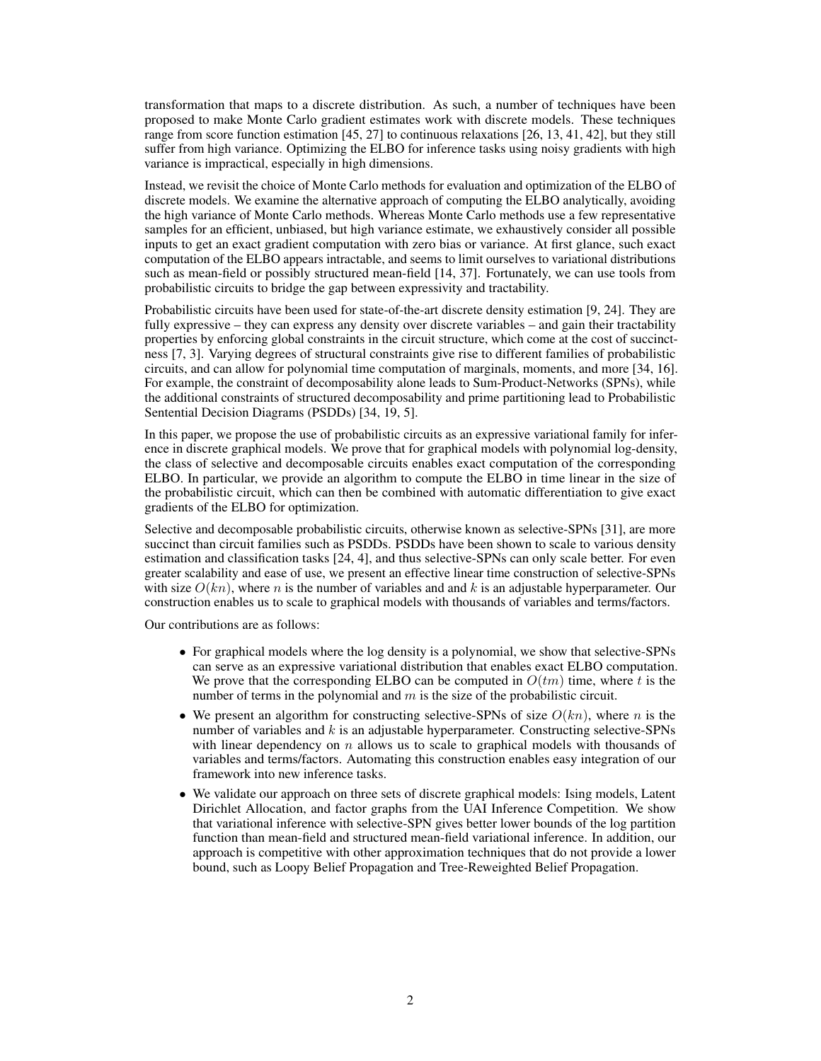transformation that maps to a discrete distribution. As such, a number of techniques have been proposed to make Monte Carlo gradient estimates work with discrete models. These techniques range from score function estimation [45, 27] to continuous relaxations [26, 13, 41, 42], but they still suffer from high variance. Optimizing the ELBO for inference tasks using noisy gradients with high variance is impractical, especially in high dimensions.

Instead, we revisit the choice of Monte Carlo methods for evaluation and optimization of the ELBO of discrete models. We examine the alternative approach of computing the ELBO analytically, avoiding the high variance of Monte Carlo methods. Whereas Monte Carlo methods use a few representative samples for an efficient, unbiased, but high variance estimate, we exhaustively consider all possible inputs to get an exact gradient computation with zero bias or variance. At first glance, such exact computation of the ELBO appears intractable, and seems to limit ourselves to variational distributions such as mean-field or possibly structured mean-field [14, 37]. Fortunately, we can use tools from probabilistic circuits to bridge the gap between expressivity and tractability.

Probabilistic circuits have been used for state-of-the-art discrete density estimation [9, 24]. They are fully expressive – they can express any density over discrete variables – and gain their tractability properties by enforcing global constraints in the circuit structure, which come at the cost of succinctness [7, 3]. Varying degrees of structural constraints give rise to different families of probabilistic circuits, and can allow for polynomial time computation of marginals, moments, and more [34, 16]. For example, the constraint of decomposability alone leads to Sum-Product-Networks (SPNs), while the additional constraints of structured decomposability and prime partitioning lead to Probabilistic Sentential Decision Diagrams (PSDDs) [34, 19, 5].

In this paper, we propose the use of probabilistic circuits as an expressive variational family for inference in discrete graphical models. We prove that for graphical models with polynomial log-density, the class of selective and decomposable circuits enables exact computation of the corresponding ELBO. In particular, we provide an algorithm to compute the ELBO in time linear in the size of the probabilistic circuit, which can then be combined with automatic differentiation to give exact gradients of the ELBO for optimization.

Selective and decomposable probabilistic circuits, otherwise known as selective-SPNs [31], are more succinct than circuit families such as PSDDs. PSDDs have been shown to scale to various density estimation and classification tasks [24, 4], and thus selective-SPNs can only scale better. For even greater scalability and ease of use, we present an effective linear time construction of selective-SPNs with size $O(kn)$, where $n$ is the number of variables and and $k$ is an adjustable hyperparameter. Our construction enables us to scale to graphical models with thousands of variables and terms/factors.

Our contributions are as follows:

- For graphical models where the log density is a polynomial, we show that selective-SPNs can serve as an expressive variational distribution that enables exact ELBO computation. We prove that the corresponding ELBO can be computed in $O(tm)$ time, where $t$ is the number of terms in the polynomial and $m$ is the size of the probabilistic circuit.
- We present an algorithm for constructing selective-SPNs of size $O(kn)$, where $n$ is the number of variables and $k$ is an adjustable hyperparameter. Constructing selective-SPNs with linear dependency on $n$ allows us to scale to graphical models with thousands of variables and terms/factors. Automating this construction enables easy integration of our framework into new inference tasks.
- We validate our approach on three sets of discrete graphical models: Ising models, Latent Dirichlet Allocation, and factor graphs from the UAI Inference Competition. We show that variational inference with selective-SPN gives better lower bounds of the log partition function than mean-field and structured mean-field variational inference. In addition, our approach is competitive with other approximation techniques that do not provide a lower bound, such as Loopy Belief Propagation and Tree-Reweighted Belief Propagation.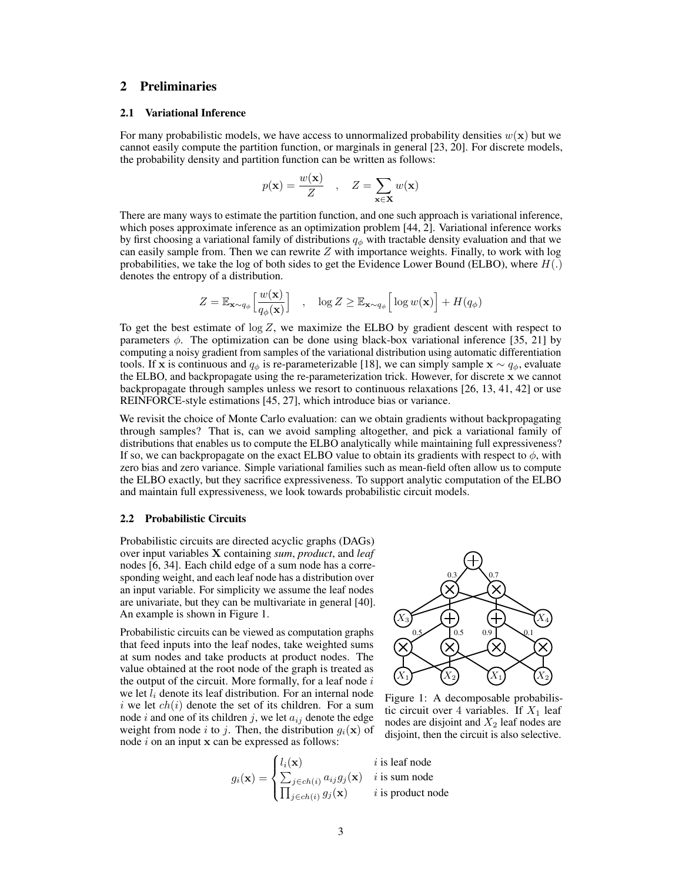## 2 Preliminaries

### 2.1 Variational Inference

For many probabilistic models, we have access to unnormalized probability densities $w(\mathbf{x})$ but we cannot easily compute the partition function, or marginals in general [23, 20]. For discrete models, the probability density and partition function can be written as follows:

$$p(\mathbf{x}) = \frac{w(\mathbf{x})}{Z} \quad , \quad Z = \sum_{\mathbf{x} \in \mathbf{X}} w(\mathbf{x})$$

There are many ways to estimate the partition function, and one such approach is variational inference, which poses approximate inference as an optimization problem [44, 2]. Variational inference works by first choosing a variational family of distributions $q_\phi$ with tractable density evaluation and that we can easily sample from. Then we can rewrite $Z$ with importance weights. Finally, to work with log probabilities, we take the log of both sides to get the Evidence Lower Bound (ELBO), where $H(.)$ denotes the entropy of a distribution.

$$Z = \mathbb{E}_{\mathbf{x} \sim q_\phi}\Big[\frac{w(\mathbf{x})}{q_\phi(\mathbf{x})}\Big] \quad , \quad \log Z \geq \mathbb{E}_{\mathbf{x} \sim q_\phi}\Big[\log w(\mathbf{x})\Big] + H(q_\phi)$$

To get the best estimate of $\log Z$, we maximize the ELBO by gradient descent with respect to parameters $\phi$. The optimization can be done using black-box variational inference [35, 21] by computing a noisy gradient from samples of the variational distribution using automatic differentiation tools. If $\mathbf{x}$ is continuous and $q_\phi$ is re-parameterizable [18], we can simply sample $\mathbf{x} \sim q_\phi$, evaluate the ELBO, and backpropagate using the re-parameterization trick. However, for discrete $\mathbf{x}$ we cannot backpropagate through samples unless we resort to continuous relaxations [26, 13, 41, 42] or use REINFORCE-style estimations [45, 27], which introduce bias or variance.

We revisit the choice of Monte Carlo evaluation: can we obtain gradients without backpropagating through samples? That is, can we avoid sampling altogether, and pick a variational family of distributions that enables us to compute the ELBO analytically while maintaining full expressiveness? If so, we can backpropagate on the exact ELBO value to obtain its gradients with respect to $\phi$, with zero bias and zero variance. Simple variational families such as mean-field often allow us to compute the ELBO exactly, but they sacrifice expressiveness. To support analytic computation of the ELBO and maintain full expressiveness, we look towards probabilistic circuit models.

### 2.2 Probabilistic Circuits

Probabilistic circuits are directed acyclic graphs (DAGs) over input variables $\mathbf{X}$ containing *sum*, *product*, and *leaf* nodes [6, 34]. Each child edge of a sum node has a corresponding weight, and each leaf node has a distribution over an input variable. For simplicity we assume the leaf nodes are univariate, but they can be multivariate in general [40]. An example is shown in Figure 1.

Figure 1: A decomposable probabilistic circuit over 4 variables. If $X_1$ leaf nodes are disjoint and $X_2$ leaf nodes are disjoint, then the circuit is also selective.

Probabilistic circuits can be viewed as computation graphs that feed inputs into the leaf nodes, take weighted sums at sum nodes and take products at product nodes. The value obtained at the root node of the graph is treated as the output of the circuit. More formally, for a leaf node $i$ we let $l_i$ denote its leaf distribution. For an internal node $i$ we let $ch(i)$ denote the set of its children. For a sum node $i$ and one of its children $j$, we let $a_{ij}$ denote the edge weight from node $i$ to $j$. Then, the distribution $g_i(\mathbf{x})$ of node $i$ on an input $\mathbf{x}$ can be expressed as follows:

$$g_i(\mathbf{x}) = \begin{cases} l_i(\mathbf{x}) & i \text{ is leaf node} \\ \sum_{j \in ch(i)} a_{ij} g_j(\mathbf{x}) & i \text{ is sum node} \\ \prod_{j \in ch(i)} g_j(\mathbf{x}) & i \text{ is product node} \end{cases}$$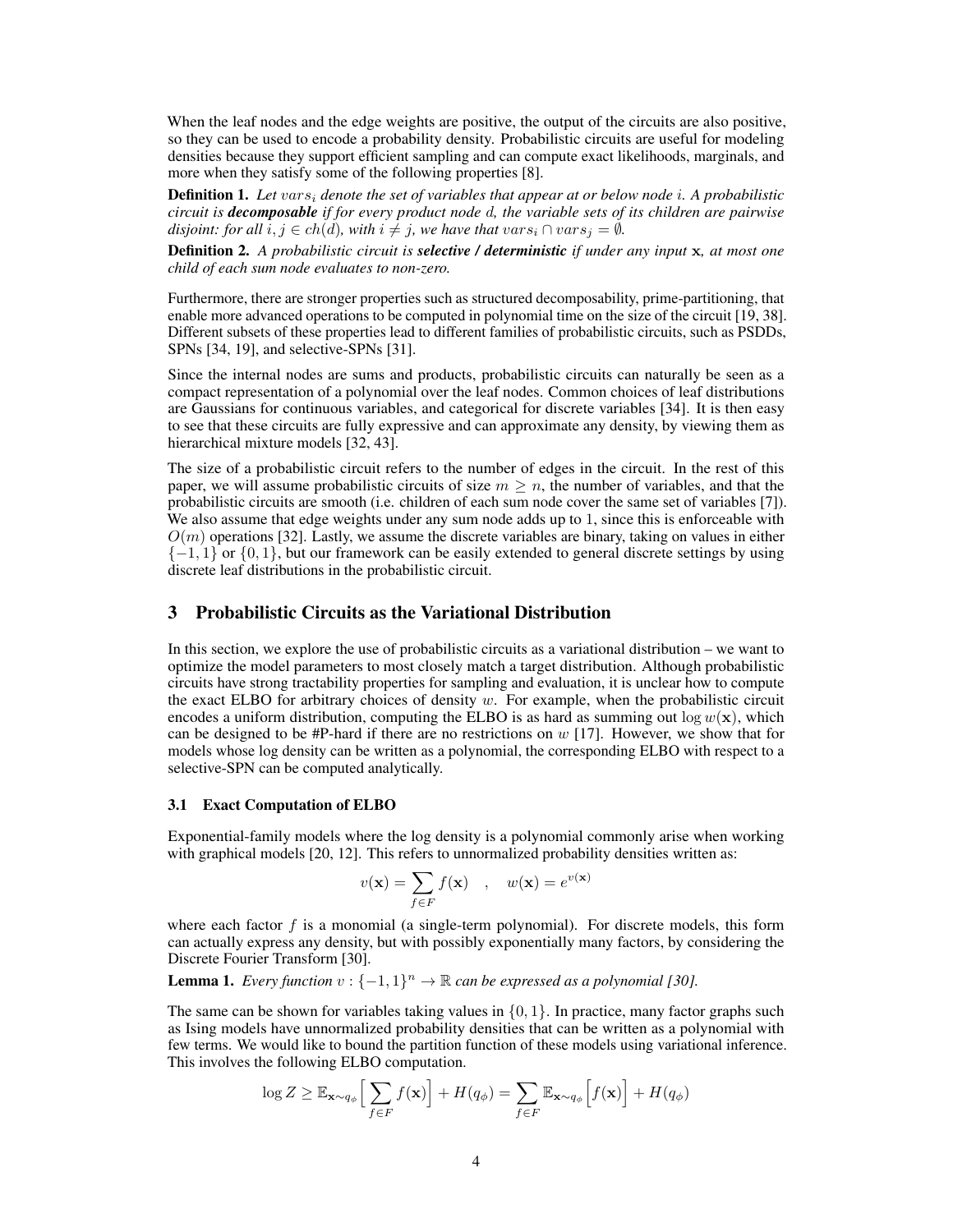When the leaf nodes and the edge weights are positive, the output of the circuits are also positive, so they can be used to encode a probability density. Probabilistic circuits are useful for modeling densities because they support efficient sampling and can compute exact likelihoods, marginals, and more when they satisfy some of the following properties [8].

**Definition 1.** *Let $vars_i$ denote the set of variables that appear at or below node $i$. A probabilistic circuit is* ***decomposable*** *if for every product node $d$, the variable sets of its children are pairwise disjoint: for all $i, j \in ch(d)$, with $i \neq j$, we have that $vars_i \cap vars_j = \emptyset$.*

**Definition 2.** *A probabilistic circuit is* ***selective / deterministic*** *if under any input $\mathbf{x}$, at most one child of each sum node evaluates to non-zero.*

Furthermore, there are stronger properties such as structured decomposability, prime-partitioning, that enable more advanced operations to be computed in polynomial time on the size of the circuit [19, 38]. Different subsets of these properties lead to different families of probabilistic circuits, such as PSDDs, SPNs [34, 19], and selective-SPNs [31].

Since the internal nodes are sums and products, probabilistic circuits can naturally be seen as a compact representation of a polynomial over the leaf nodes. Common choices of leaf distributions are Gaussians for continuous variables, and categorical for discrete variables [34]. It is then easy to see that these circuits are fully expressive and can approximate any density, by viewing them as hierarchical mixture models [32, 43].

The size of a probabilistic circuit refers to the number of edges in the circuit. In the rest of this paper, we will assume probabilistic circuits of size $m \geq n$, the number of variables, and that the probabilistic circuits are smooth (i.e. children of each sum node cover the same set of variables [7]). We also assume that edge weights under any sum node adds up to 1, since this is enforceable with $O(m)$ operations [32]. Lastly, we assume the discrete variables are binary, taking on values in either $\{-1, 1\}$ or $\{0, 1\}$, but our framework can be easily extended to general discrete settings by using discrete leaf distributions in the probabilistic circuit.

## 3 Probabilistic Circuits as the Variational Distribution

In this section, we explore the use of probabilistic circuits as a variational distribution – we want to optimize the model parameters to most closely match a target distribution. Although probabilistic circuits have strong tractability properties for sampling and evaluation, it is unclear how to compute the exact ELBO for arbitrary choices of density $w$. For example, when the probabilistic circuit encodes a uniform distribution, computing the ELBO is as hard as summing out $\log w(\mathbf{x})$, which can be designed to be #P-hard if there are no restrictions on $w$ [17]. However, we show that for models whose log density can be written as a polynomial, the corresponding ELBO with respect to a selective-SPN can be computed analytically.

### 3.1 Exact Computation of ELBO

Exponential-family models where the log density is a polynomial commonly arise when working with graphical models [20, 12]. This refers to unnormalized probability densities written as:

$$v(\mathbf{x}) = \sum_{f \in F} f(\mathbf{x}) \quad , \quad w(\mathbf{x}) = e^{v(\mathbf{x})}$$

where each factor $f$ is a monomial (a single-term polynomial). For discrete models, this form can actually express any density, but with possibly exponentially many factors, by considering the Discrete Fourier Transform [30].

**Lemma 1.** *Every function $v : \{-1, 1\}^n \to \mathbb{R}$ can be expressed as a polynomial [30].*

The same can be shown for variables taking values in $\{0, 1\}$. In practice, many factor graphs such as Ising models have unnormalized probability densities that can be written as a polynomial with few terms. We would like to bound the partition function of these models using variational inference. This involves the following ELBO computation.

$$\log Z \geq \mathbb{E}_{\mathbf{x} \sim q_\phi}\Big[\sum_{f \in F} f(\mathbf{x})\Big] + H(q_\phi) = \sum_{f \in F} \mathbb{E}_{\mathbf{x} \sim q_\phi}\Big[f(\mathbf{x})\Big] + H(q_\phi)$$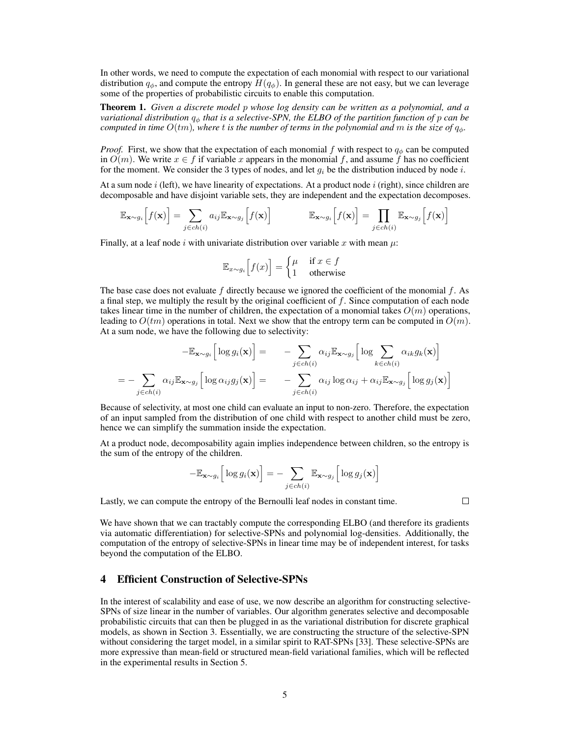In other words, we need to compute the expectation of each monomial with respect to our variational distribution $q_\phi$, and compute the entropy $H(q_\phi)$. In general these are not easy, but we can leverage some of the properties of probabilistic circuits to enable this computation.

**Theorem 1.** *Given a discrete model $p$ whose log density can be written as a polynomial, and a variational distribution $q_\phi$ that is a selective-SPN, the ELBO of the partition function of $p$ can be computed in time $O(tm)$, where $t$ is the number of terms in the polynomial and $m$ is the size of $q_\phi$.*

*Proof.* First, we show that the expectation of each monomial $f$ with respect to $q_\phi$ can be computed in $O(m)$. We write $x \in f$ if variable $x$ appears in the monomial $f$, and assume $f$ has no coefficient for the moment. We consider the 3 types of nodes, and let $g_i$ be the distribution induced by node $i$.

At a sum node $i$ (left), we have linearity of expectations. At a product node $i$ (right), since children are decomposable and have disjoint variable sets, they are independent and the expectation decomposes.

$$\mathbb{E}_{\mathbf{x}\sim g_i}\Big[f(\mathbf{x})\Big] = \sum_{j\in ch(i)} a_{ij}\mathbb{E}_{\mathbf{x}\sim g_j}\Big[f(\mathbf{x})\Big] \qquad\qquad \mathbb{E}_{\mathbf{x}\sim g_i}\Big[f(\mathbf{x})\Big] = \prod_{j\in ch(i)} \mathbb{E}_{\mathbf{x}\sim g_j}\Big[f(\mathbf{x})\Big]$$

Finally, at a leaf node $i$ with univariate distribution over variable $x$ with mean $\mu$:

$$\mathbb{E}_{x\sim g_i}\Big[f(x)\Big] = \begin{cases} \mu & \text{if } x \in f \\ 1 & \text{otherwise} \end{cases}$$

The base case does not evaluate $f$ directly because we ignored the coefficient of the monomial $f$. As a final step, we multiply the result by the original coefficient of $f$. Since computation of each node takes linear time in the number of children, the expectation of a monomial takes $O(m)$ operations, leading to $O(tm)$ operations in total. Next we show that the entropy term can be computed in $O(m)$. At a sum node, we have the following due to selectivity:

$$\begin{aligned} -\mathbb{E}_{\mathbf{x}\sim g_i}\Big[\log g_i(\mathbf{x})\Big] &= \quad -\sum_{j\in ch(i)} \alpha_{ij}\mathbb{E}_{\mathbf{x}\sim g_j}\Big[\log \sum_{k\in ch(i)} \alpha_{ik} g_k(\mathbf{x})\Big] \\ = -\sum_{j\in ch(i)} \alpha_{ij}\mathbb{E}_{\mathbf{x}\sim g_j}\Big[\log \alpha_{ij} g_j(\mathbf{x})\Big] &= \quad -\sum_{j\in ch(i)} \alpha_{ij}\log \alpha_{ij} + \alpha_{ij}\mathbb{E}_{\mathbf{x}\sim g_j}\Big[\log g_j(\mathbf{x})\Big] \end{aligned}$$

Because of selectivity, at most one child can evaluate an input to non-zero. Therefore, the expectation of an input sampled from the distribution of one child with respect to another child must be zero, hence we can simplify the summation inside the expectation.

At a product node, decomposability again implies independence between children, so the entropy is the sum of the entropy of the children.

$$-\mathbb{E}_{\mathbf{x}\sim g_i}\Big[\log g_i(\mathbf{x})\Big] = -\sum_{j\in ch(i)} \mathbb{E}_{\mathbf{x}\sim g_j}\Big[\log g_j(\mathbf{x})\Big]$$

Lastly, we can compute the entropy of the Bernoulli leaf nodes in constant time. □

We have shown that we can tractably compute the corresponding ELBO (and therefore its gradients via automatic differentiation) for selective-SPNs and polynomial log-densities. Additionally, the computation of the entropy of selective-SPNs in linear time may be of independent interest, for tasks beyond the computation of the ELBO.

## 4 Efficient Construction of Selective-SPNs

In the interest of scalability and ease of use, we now describe an algorithm for constructing selective-SPNs of size linear in the number of variables. Our algorithm generates selective and decomposable probabilistic circuits that can then be plugged in as the variational distribution for discrete graphical models, as shown in Section 3. Essentially, we are constructing the structure of the selective-SPN without considering the target model, in a similar spirit to RAT-SPNs [33]. These selective-SPNs are more expressive than mean-field or structured mean-field variational families, which will be reflected in the experimental results in Section 5.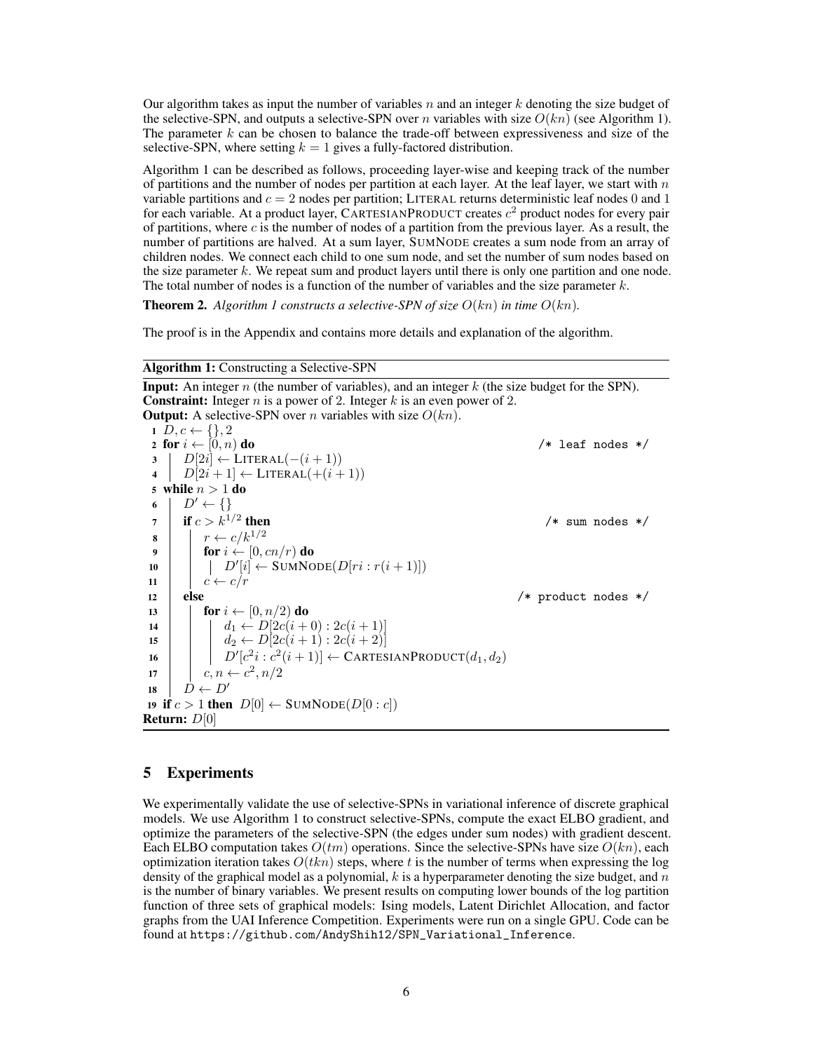Our algorithm takes as input the number of variables $n$ and an integer $k$ denoting the size budget of the selective-SPN, and outputs a selective-SPN over $n$ variables with size $O(kn)$ (see Algorithm 1). The parameter $k$ can be chosen to balance the trade-off between expressiveness and size of the selective-SPN, where setting $k = 1$ gives a fully-factored distribution.

Algorithm 1 can be described as follows, proceeding layer-wise and keeping track of the number of partitions and the number of nodes per partition at each layer. At the leaf layer, we start with $n$ variable partitions and $c = 2$ nodes per partition; LITERAL returns deterministic leaf nodes 0 and 1 for each variable. At a product layer, CARTESIANPRODUCT creates $c^2$ product nodes for every pair of partitions, where $c$ is the number of nodes of a partition from the previous layer. As a result, the number of partitions are halved. At a sum layer, SUMNODE creates a sum node from an array of children nodes. We connect each child to one sum node, and set the number of sum nodes based on the size parameter $k$. We repeat sum and product layers until there is only one partition and one node. The total number of nodes is a function of the number of variables and the size parameter $k$.

**Theorem 2.** *Algorithm 1 constructs a selective-SPN of size $O(kn)$ in time $O(kn)$.*

The proof is in the Appendix and contains more details and explanation of the algorithm.

**Algorithm 1:** Constructing a Selective-SPN

**Input:** An integer $n$ (the number of variables), and an integer $k$ (the size budget for the SPN).
**Constraint:** Integer $n$ is a power of 2. Integer $k$ is an even power of 2.
**Output:** A selective-SPN over $n$ variables with size $O(kn)$.

```
1  D, c ← {}, 2
2  for i ← [0, n) do                                          /* leaf nodes */
3  |   D[2i] ← LITERAL(−(i + 1))
4  |   D[2i + 1] ← LITERAL(+(i + 1))
5  while n > 1 do
6  |   D' ← {}
7  |   if c > k^{1/2} then                                    /* sum nodes */
8  |   |   r ← c/k^{1/2}
9  |   |   for i ← [0, cn/r) do
10 |   |   |   D'[i] ← SUMNODE(D[ri : r(i + 1)])
11 |   |   c ← c/r
12 |   else                                                   /* product nodes */
13 |   |   for i ← [0, n/2) do
14 |   |   |   d1 ← D[2c(i + 0) : 2c(i + 1)]
15 |   |   |   d2 ← D[2c(i + 1) : 2c(i + 2)]
16 |   |   |   D'[c^2 i : c^2(i + 1)] ← CARTESIANPRODUCT(d1, d2)
17 |   |   c, n ← c^2, n/2
18 |   D ← D'
19 if c > 1 then D[0] ← SUMNODE(D[0 : c])
Return: D[0]
```

## 5 Experiments

We experimentally validate the use of selective-SPNs in variational inference of discrete graphical models. We use Algorithm 1 to construct selective-SPNs, compute the exact ELBO gradient, and optimize the parameters of the selective-SPN (the edges under sum nodes) with gradient descent. Each ELBO computation takes $O(tm)$ operations. Since the selective-SPNs have size $O(kn)$, each optimization iteration takes $O(tkn)$ steps, where $t$ is the number of terms when expressing the log density of the graphical model as a polynomial, $k$ is a hyperparameter denoting the size budget, and $n$ is the number of binary variables. We present results on computing lower bounds of the log partition function of three sets of graphical models: Ising models, Latent Dirichlet Allocation, and factor graphs from the UAI Inference Competition. Experiments were run on a single GPU. Code can be found at `https://github.com/AndyShih12/SPN_Variational_Inference`.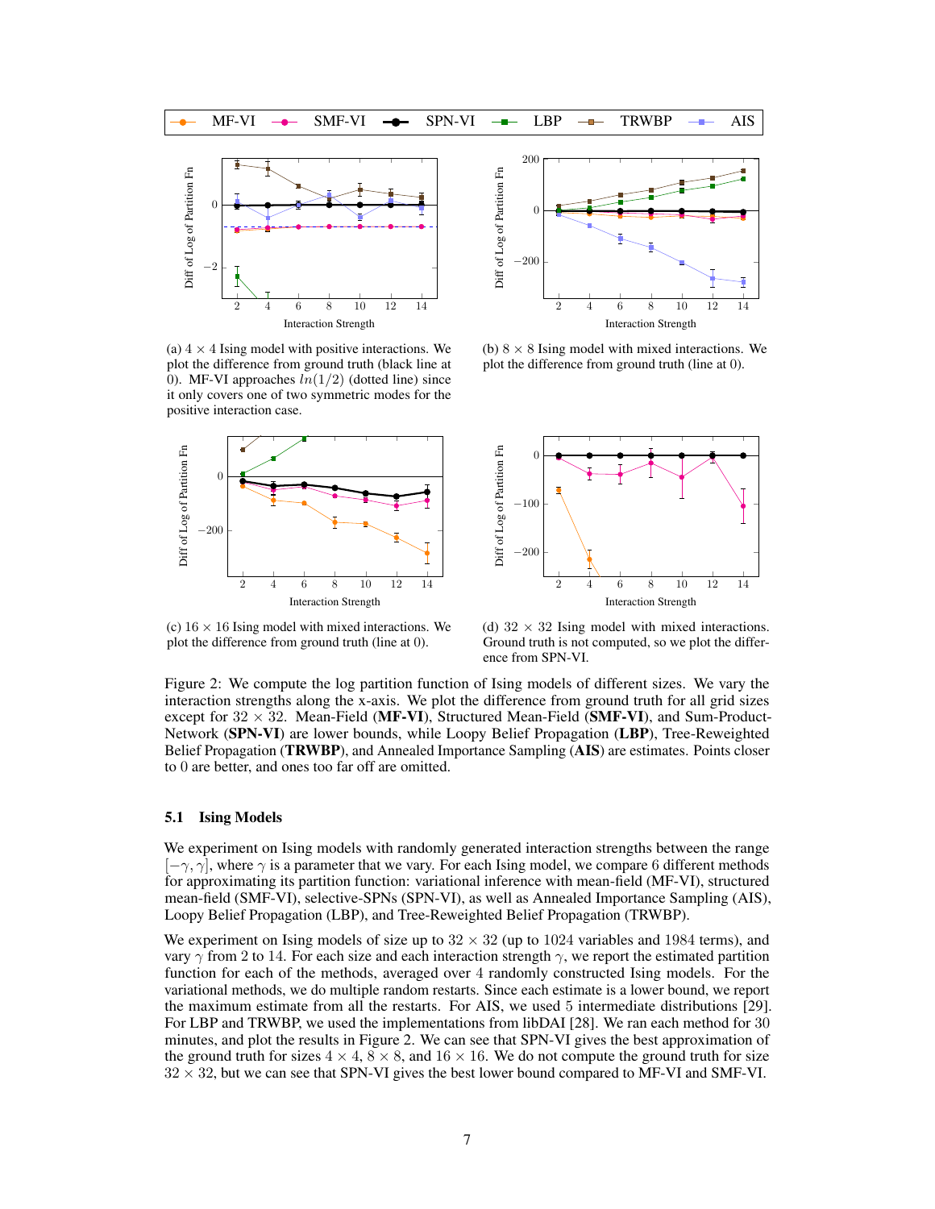(a) $4 \times 4$ Ising model with positive interactions. We plot the difference from ground truth (black line at 0). MF-VI approaches $ln(1/2)$ (dotted line) since it only covers one of two symmetric modes for the positive interaction case.

(b) $8 \times 8$ Ising model with mixed interactions. We plot the difference from ground truth (line at 0).

(c) $16 \times 16$ Ising model with mixed interactions. We plot the difference from ground truth (line at 0).

(d) $32 \times 32$ Ising model with mixed interactions. Ground truth is not computed, so we plot the difference from SPN-VI.

Figure 2: We compute the log partition function of Ising models of different sizes. We vary the interaction strengths along the x-axis. We plot the difference from ground truth for all grid sizes except for $32 \times 32$. Mean-Field (**MF-VI**), Structured Mean-Field (**SMF-VI**), and Sum-Product-Network (**SPN-VI**) are lower bounds, while Loopy Belief Propagation (**LBP**), Tree-Reweighted Belief Propagation (**TRWBP**), and Annealed Importance Sampling (**AIS**) are estimates. Points closer to 0 are better, and ones too far off are omitted.

### 5.1 Ising Models

We experiment on Ising models with randomly generated interaction strengths between the range $[-\gamma, \gamma]$, where $\gamma$ is a parameter that we vary. For each Ising model, we compare 6 different methods for approximating its partition function: variational inference with mean-field (MF-VI), structured mean-field (SMF-VI), selective-SPNs (SPN-VI), as well as Annealed Importance Sampling (AIS), Loopy Belief Propagation (LBP), and Tree-Reweighted Belief Propagation (TRWBP).

We experiment on Ising models of size up to $32 \times 32$ (up to 1024 variables and 1984 terms), and vary $\gamma$ from 2 to 14. For each size and each interaction strength $\gamma$, we report the estimated partition function for each of the methods, averaged over 4 randomly constructed Ising models. For the variational methods, we do multiple random restarts. Since each estimate is a lower bound, we report the maximum estimate from all the restarts. For AIS, we used 5 intermediate distributions [29]. For LBP and TRWBP, we used the implementations from libDAI [28]. We ran each method for 30 minutes, and plot the results in Figure 2. We can see that SPN-VI gives the best approximation of the ground truth for sizes $4 \times 4$, $8 \times 8$, and $16 \times 16$. We do not compute the ground truth for size $32 \times 32$, but we can see that SPN-VI gives the best lower bound compared to MF-VI and SMF-VI.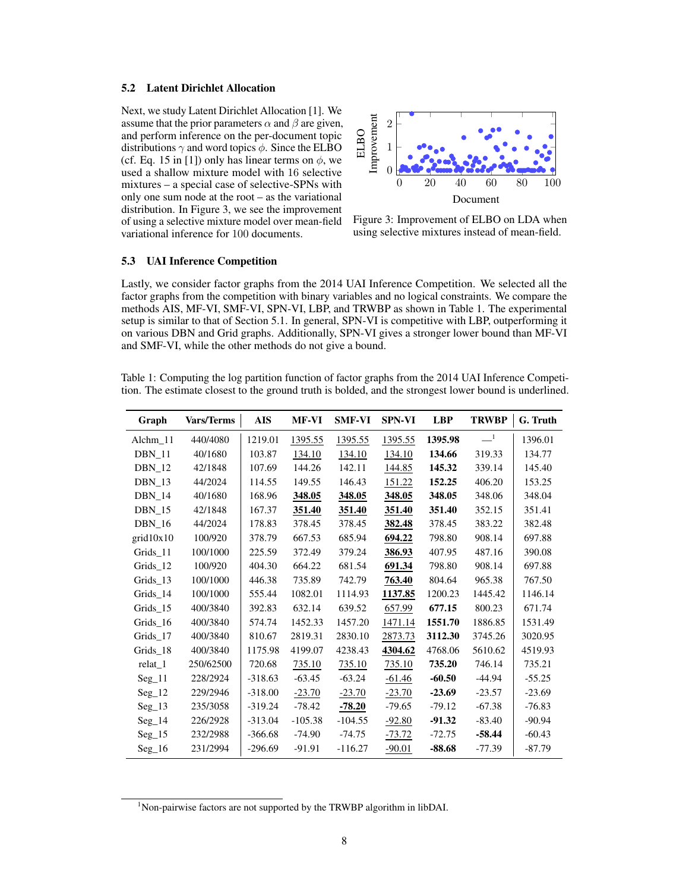### 5.2 Latent Dirichlet Allocation

Next, we study Latent Dirichlet Allocation [1]. We assume that the prior parameters $\alpha$ and $\beta$ are given, and perform inference on the per-document topic distributions $\gamma$ and word topics $\phi$. Since the ELBO (cf. Eq. 15 in [1]) only has linear terms on $\phi$, we used a shallow mixture model with 16 selective mixtures – a special case of selective-SPNs with only one sum node at the root – as the variational distribution. In Figure 3, we see the improvement of using a selective mixture model over mean-field variational inference for 100 documents.

Figure 3: Improvement of ELBO on LDA when using selective mixtures instead of mean-field.

### 5.3 UAI Inference Competition

Lastly, we consider factor graphs from the 2014 UAI Inference Competition. We selected all the factor graphs from the competition with binary variables and no logical constraints. We compare the methods AIS, MF-VI, SMF-VI, SPN-VI, LBP, and TRWBP as shown in Table 1. The experimental setup is similar to that of Section 5.1. In general, SPN-VI is competitive with LBP, outperforming it on various DBN and Grid graphs. Additionally, SPN-VI gives a stronger lower bound than MF-VI and SMF-VI, while the other methods do not give a bound.

Table 1: Computing the log partition function of factor graphs from the 2014 UAI Inference Competition. The estimate closest to the ground truth is bolded, and the strongest lower bound is underlined.

| Graph | Vars/Terms | AIS | MF-VI | SMF-VI | SPN-VI | LBP | TRWBP | G. Truth |
|---|---|---|---|---|---|---|---|---|
| Alchm_11 | 440/4080 | 1219.01 | <u>1395.55</u> | <u>1395.55</u> | <u>1395.55</u> | **1395.98** | —[1] | 1396.01 |
| DBN_11 | 40/1680 | 103.87 | <u>134.10</u> | <u>134.10</u> | <u>134.10</u> | **134.66** | 319.33 | 134.77 |
| DBN_12 | 42/1848 | 107.69 | 144.26 | 142.11 | <u>144.85</u> | **145.32** | 339.14 | 145.40 |
| DBN_13 | 44/2024 | 114.55 | 149.55 | 146.43 | <u>151.22</u> | **152.25** | 406.20 | 153.25 |
| DBN_14 | 40/1680 | 168.96 | <u>**348.05**</u> | <u>**348.05**</u> | <u>**348.05**</u> | **348.05** | 348.06 | 348.04 |
| DBN_15 | 42/1848 | 167.37 | <u>**351.40**</u> | <u>**351.40**</u> | <u>**351.40**</u> | **351.40** | 352.15 | 351.41 |
| DBN_16 | 44/2024 | 178.83 | 378.45 | 378.45 | <u>**382.48**</u> | 378.45 | 383.22 | 382.48 |
| grid10x10 | 100/920 | 378.79 | 667.53 | 685.94 | <u>**694.22**</u> | 798.80 | 908.14 | 697.88 |
| Grids_11 | 100/1000 | 225.59 | 372.49 | 379.24 | <u>**386.93**</u> | 407.95 | 487.16 | 390.08 |
| Grids_12 | 100/920 | 404.30 | 664.22 | 681.54 | <u>**691.34**</u> | 798.80 | 908.14 | 697.88 |
| Grids_13 | 100/1000 | 446.38 | 735.89 | 742.79 | <u>**763.40**</u> | 804.64 | 965.38 | 767.50 |
| Grids_14 | 100/1000 | 555.44 | 1082.01 | 1114.93 | <u>**1137.85**</u> | 1200.23 | 1445.42 | 1146.14 |
| Grids_15 | 400/3840 | 392.83 | 632.14 | 639.52 | <u>657.99</u> | **677.15** | 800.23 | 671.74 |
| Grids_16 | 400/3840 | 574.74 | 1452.33 | 1457.20 | <u>1471.14</u> | **1551.70** | 1886.85 | 1531.49 |
| Grids_17 | 400/3840 | 810.67 | 2819.31 | 2830.10 | <u>2873.73</u> | **3112.30** | 3745.26 | 3020.95 |
| Grids_18 | 400/3840 | 1175.98 | 4199.07 | 4238.43 | <u>**4304.62**</u> | 4768.06 | 5610.62 | 4519.93 |
| relat_1 | 250/62500 | 720.68 | <u>735.10</u> | <u>735.10</u> | <u>735.10</u> | **735.20** | 746.14 | 735.21 |
| Seg_11 | 228/2924 | -318.63 | -63.45 | -63.24 | <u>-61.46</u> | **-60.50** | -44.94 | -55.25 |
| Seg_12 | 229/2946 | -318.00 | <u>-23.70</u> | <u>-23.70</u> | <u>-23.70</u> | **-23.69** | -23.57 | -23.69 |
| Seg_13 | 235/3058 | -319.24 | -78.42 | <u>**-78.20**</u> | -79.65 | -79.12 | -67.38 | -76.83 |
| Seg_14 | 226/2928 | -313.04 | -105.38 | -104.55 | <u>-92.80</u> | **-91.32** | -83.40 | -90.94 |
| Seg_15 | 232/2988 | -366.68 | -74.90 | -74.75 | <u>-73.72</u> | -72.75 | **-58.44** | -60.43 |
| Seg_16 | 231/2994 | -296.69 | -91.91 | -116.27 | <u>-90.01</u> | **-88.68** | -77.39 | -87.79 |

[1] Non-pairwise factors are not supported by the TRWBP algorithm in libDAI.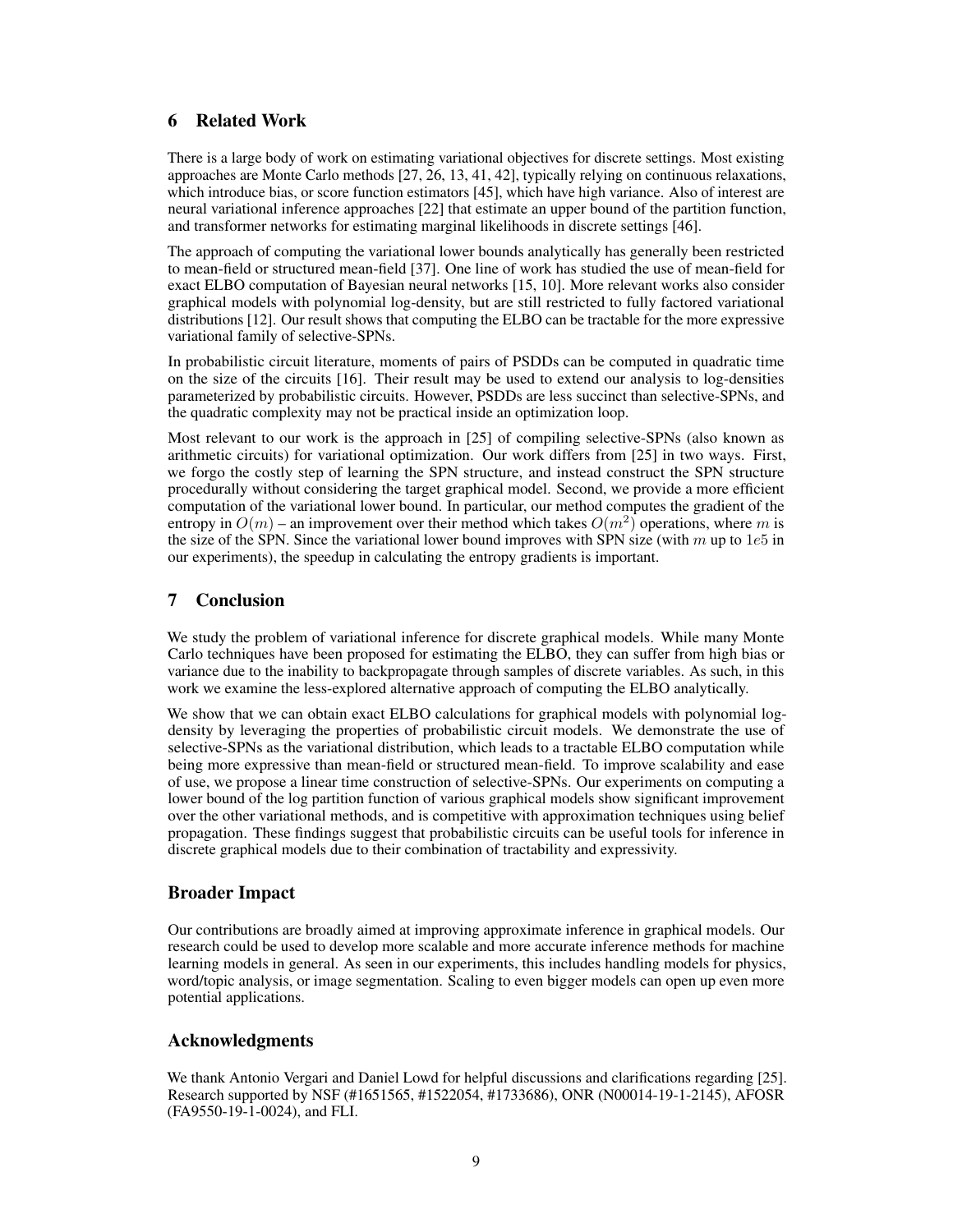## 6 Related Work

There is a large body of work on estimating variational objectives for discrete settings. Most existing approaches are Monte Carlo methods [27, 26, 13, 41, 42], typically relying on continuous relaxations, which introduce bias, or score function estimators [45], which have high variance. Also of interest are neural variational inference approaches [22] that estimate an upper bound of the partition function, and transformer networks for estimating marginal likelihoods in discrete settings [46].

The approach of computing the variational lower bounds analytically has generally been restricted to mean-field or structured mean-field [37]. One line of work has studied the use of mean-field for exact ELBO computation of Bayesian neural networks [15, 10]. More relevant works also consider graphical models with polynomial log-density, but are still restricted to fully factored variational distributions [12]. Our result shows that computing the ELBO can be tractable for the more expressive variational family of selective-SPNs.

In probabilistic circuit literature, moments of pairs of PSDDs can be computed in quadratic time on the size of the circuits [16]. Their result may be used to extend our analysis to log-densities parameterized by probabilistic circuits. However, PSDDs are less succinct than selective-SPNs, and the quadratic complexity may not be practical inside an optimization loop.

Most relevant to our work is the approach in [25] of compiling selective-SPNs (also known as arithmetic circuits) for variational optimization. Our work differs from [25] in two ways. First, we forgo the costly step of learning the SPN structure, and instead construct the SPN structure procedurally without considering the target graphical model. Second, we provide a more efficient computation of the variational lower bound. In particular, our method computes the gradient of the entropy in $O(m)$ – an improvement over their method which takes $O(m^2)$ operations, where $m$ is the size of the SPN. Since the variational lower bound improves with SPN size (with $m$ up to $1e5$ in our experiments), the speedup in calculating the entropy gradients is important.

## 7 Conclusion

We study the problem of variational inference for discrete graphical models. While many Monte Carlo techniques have been proposed for estimating the ELBO, they can suffer from high bias or variance due to the inability to backpropagate through samples of discrete variables. As such, in this work we examine the less-explored alternative approach of computing the ELBO analytically.

We show that we can obtain exact ELBO calculations for graphical models with polynomial log-density by leveraging the properties of probabilistic circuit models. We demonstrate the use of selective-SPNs as the variational distribution, which leads to a tractable ELBO computation while being more expressive than mean-field or structured mean-field. To improve scalability and ease of use, we propose a linear time construction of selective-SPNs. Our experiments on computing a lower bound of the log partition function of various graphical models show significant improvement over the other variational methods, and is competitive with approximation techniques using belief propagation. These findings suggest that probabilistic circuits can be useful tools for inference in discrete graphical models due to their combination of tractability and expressivity.

## Broader Impact

Our contributions are broadly aimed at improving approximate inference in graphical models. Our research could be used to develop more scalable and more accurate inference methods for machine learning models in general. As seen in our experiments, this includes handling models for physics, word/topic analysis, or image segmentation. Scaling to even bigger models can open up even more potential applications.

## Acknowledgments

We thank Antonio Vergari and Daniel Lowd for helpful discussions and clarifications regarding [25]. Research supported by NSF (#1651565, #1522054, #1733686), ONR (N00014-19-1-2145), AFOSR (FA9550-19-1-0024), and FLI.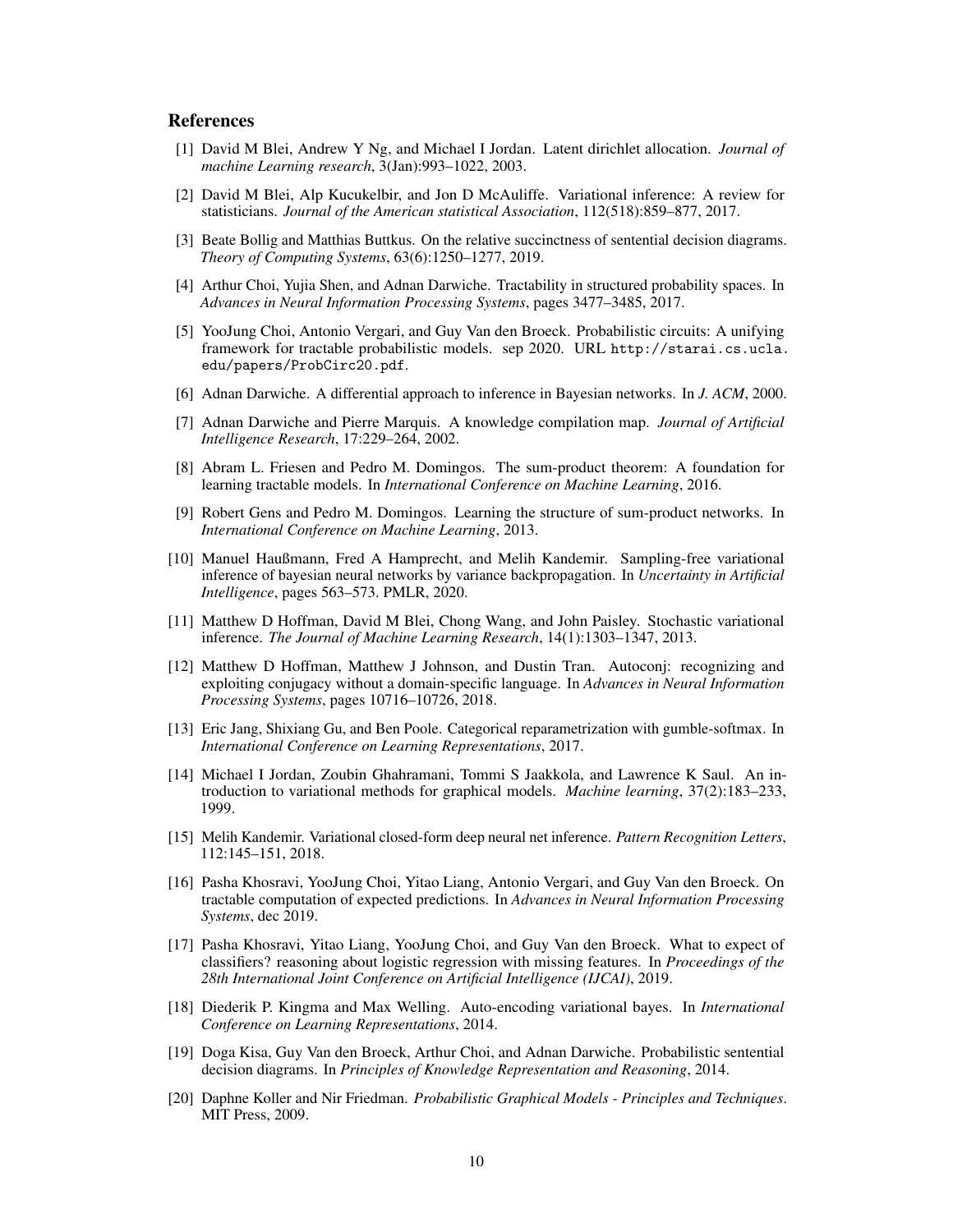## References

[1] David M Blei, Andrew Y Ng, and Michael I Jordan. Latent dirichlet allocation. *Journal of machine Learning research*, 3(Jan):993–1022, 2003.

[2] David M Blei, Alp Kucukelbir, and Jon D McAuliffe. Variational inference: A review for statisticians. *Journal of the American statistical Association*, 112(518):859–877, 2017.

[3] Beate Bollig and Matthias Buttkus. On the relative succinctness of sentential decision diagrams. *Theory of Computing Systems*, 63(6):1250–1277, 2019.

[4] Arthur Choi, Yujia Shen, and Adnan Darwiche. Tractability in structured probability spaces. In *Advances in Neural Information Processing Systems*, pages 3477–3485, 2017.

[5] YooJung Choi, Antonio Vergari, and Guy Van den Broeck. Probabilistic circuits: A unifying framework for tractable probabilistic models. sep 2020. URL `http://starai.cs.ucla.edu/papers/ProbCirc20.pdf`.

[6] Adnan Darwiche. A differential approach to inference in Bayesian networks. In *J. ACM*, 2000.

[7] Adnan Darwiche and Pierre Marquis. A knowledge compilation map. *Journal of Artificial Intelligence Research*, 17:229–264, 2002.

[8] Abram L. Friesen and Pedro M. Domingos. The sum-product theorem: A foundation for learning tractable models. In *International Conference on Machine Learning*, 2016.

[9] Robert Gens and Pedro M. Domingos. Learning the structure of sum-product networks. In *International Conference on Machine Learning*, 2013.

[10] Manuel Haußmann, Fred A Hamprecht, and Melih Kandemir. Sampling-free variational inference of bayesian neural networks by variance backpropagation. In *Uncertainty in Artificial Intelligence*, pages 563–573. PMLR, 2020.

[11] Matthew D Hoffman, David M Blei, Chong Wang, and John Paisley. Stochastic variational inference. *The Journal of Machine Learning Research*, 14(1):1303–1347, 2013.

[12] Matthew D Hoffman, Matthew J Johnson, and Dustin Tran. Autoconj: recognizing and exploiting conjugacy without a domain-specific language. In *Advances in Neural Information Processing Systems*, pages 10716–10726, 2018.

[13] Eric Jang, Shixiang Gu, and Ben Poole. Categorical reparametrization with gumble-softmax. In *International Conference on Learning Representations*, 2017.

[14] Michael I Jordan, Zoubin Ghahramani, Tommi S Jaakkola, and Lawrence K Saul. An introduction to variational methods for graphical models. *Machine learning*, 37(2):183–233, 1999.

[15] Melih Kandemir. Variational closed-form deep neural net inference. *Pattern Recognition Letters*, 112:145–151, 2018.

[16] Pasha Khosravi, YooJung Choi, Yitao Liang, Antonio Vergari, and Guy Van den Broeck. On tractable computation of expected predictions. In *Advances in Neural Information Processing Systems*, dec 2019.

[17] Pasha Khosravi, Yitao Liang, YooJung Choi, and Guy Van den Broeck. What to expect of classifiers? reasoning about logistic regression with missing features. In *Proceedings of the 28th International Joint Conference on Artificial Intelligence (IJCAI)*, 2019.

[18] Diederik P. Kingma and Max Welling. Auto-encoding variational bayes. In *International Conference on Learning Representations*, 2014.

[19] Doga Kisa, Guy Van den Broeck, Arthur Choi, and Adnan Darwiche. Probabilistic sentential decision diagrams. In *Principles of Knowledge Representation and Reasoning*, 2014.

[20] Daphne Koller and Nir Friedman. *Probabilistic Graphical Models - Principles and Techniques*. MIT Press, 2009.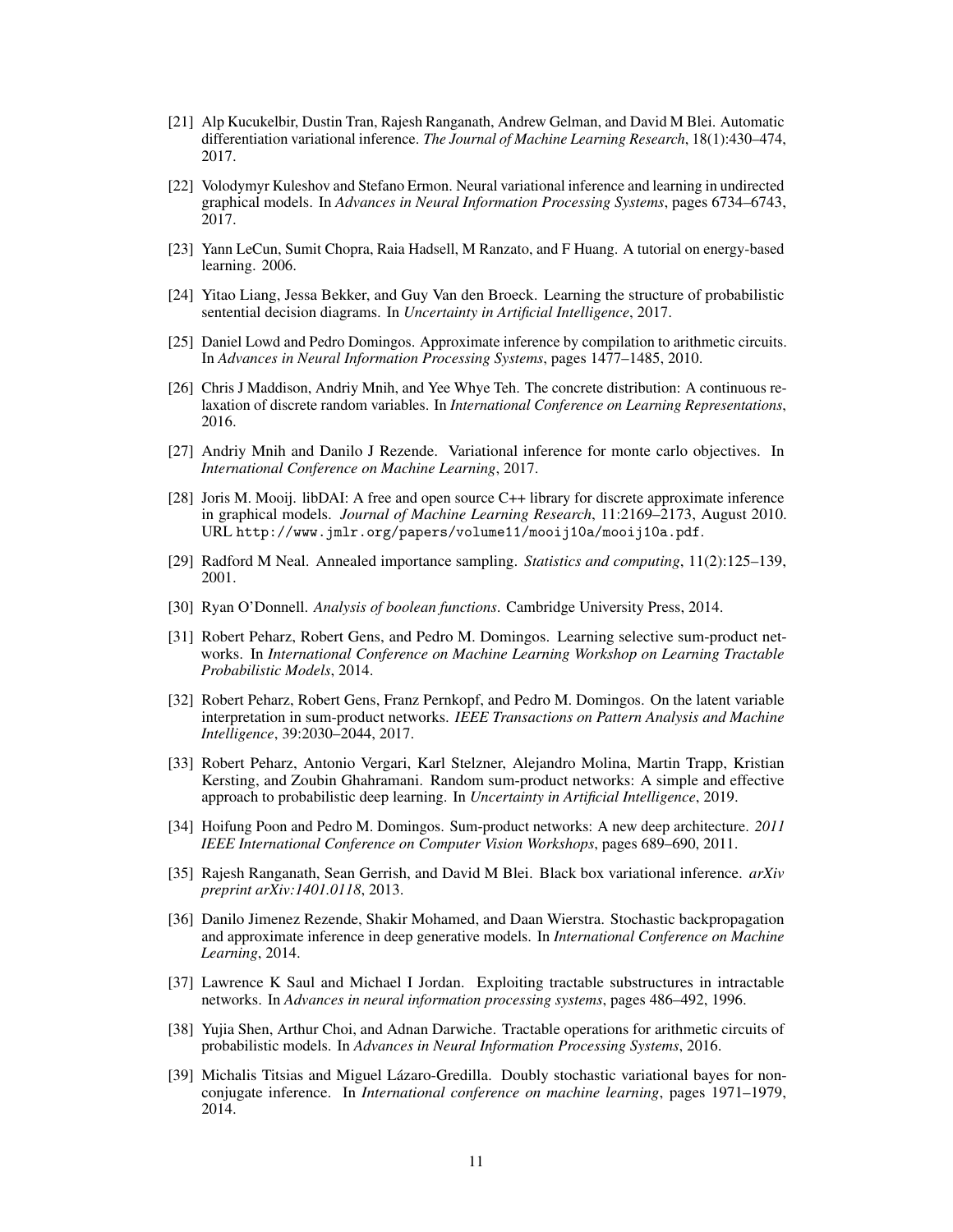[21] Alp Kucukelbir, Dustin Tran, Rajesh Ranganath, Andrew Gelman, and David M Blei. Automatic differentiation variational inference. *The Journal of Machine Learning Research*, 18(1):430–474, 2017.

[22] Volodymyr Kuleshov and Stefano Ermon. Neural variational inference and learning in undirected graphical models. In *Advances in Neural Information Processing Systems*, pages 6734–6743, 2017.

[23] Yann LeCun, Sumit Chopra, Raia Hadsell, M Ranzato, and F Huang. A tutorial on energy-based learning. 2006.

[24] Yitao Liang, Jessa Bekker, and Guy Van den Broeck. Learning the structure of probabilistic sentential decision diagrams. In *Uncertainty in Artificial Intelligence*, 2017.

[25] Daniel Lowd and Pedro Domingos. Approximate inference by compilation to arithmetic circuits. In *Advances in Neural Information Processing Systems*, pages 1477–1485, 2010.

[26] Chris J Maddison, Andriy Mnih, and Yee Whye Teh. The concrete distribution: A continuous relaxation of discrete random variables. In *International Conference on Learning Representations*, 2016.

[27] Andriy Mnih and Danilo J Rezende. Variational inference for monte carlo objectives. In *International Conference on Machine Learning*, 2017.

[28] Joris M. Mooij. libDAI: A free and open source C++ library for discrete approximate inference in graphical models. *Journal of Machine Learning Research*, 11:2169–2173, August 2010. URL http://www.jmlr.org/papers/volume11/mooij10a/mooij10a.pdf.

[29] Radford M Neal. Annealed importance sampling. *Statistics and computing*, 11(2):125–139, 2001.

[30] Ryan O'Donnell. *Analysis of boolean functions*. Cambridge University Press, 2014.

[31] Robert Peharz, Robert Gens, and Pedro M. Domingos. Learning selective sum-product networks. In *International Conference on Machine Learning Workshop on Learning Tractable Probabilistic Models*, 2014.

[32] Robert Peharz, Robert Gens, Franz Pernkopf, and Pedro M. Domingos. On the latent variable interpretation in sum-product networks. *IEEE Transactions on Pattern Analysis and Machine Intelligence*, 39:2030–2044, 2017.

[33] Robert Peharz, Antonio Vergari, Karl Stelzner, Alejandro Molina, Martin Trapp, Kristian Kersting, and Zoubin Ghahramani. Random sum-product networks: A simple and effective approach to probabilistic deep learning. In *Uncertainty in Artificial Intelligence*, 2019.

[34] Hoifung Poon and Pedro M. Domingos. Sum-product networks: A new deep architecture. *2011 IEEE International Conference on Computer Vision Workshops*, pages 689–690, 2011.

[35] Rajesh Ranganath, Sean Gerrish, and David M Blei. Black box variational inference. *arXiv preprint arXiv:1401.0118*, 2013.

[36] Danilo Jimenez Rezende, Shakir Mohamed, and Daan Wierstra. Stochastic backpropagation and approximate inference in deep generative models. In *International Conference on Machine Learning*, 2014.

[37] Lawrence K Saul and Michael I Jordan. Exploiting tractable substructures in intractable networks. In *Advances in neural information processing systems*, pages 486–492, 1996.

[38] Yujia Shen, Arthur Choi, and Adnan Darwiche. Tractable operations for arithmetic circuits of probabilistic models. In *Advances in Neural Information Processing Systems*, 2016.

[39] Michalis Titsias and Miguel Lázaro-Gredilla. Doubly stochastic variational bayes for non-conjugate inference. In *International conference on machine learning*, pages 1971–1979, 2014.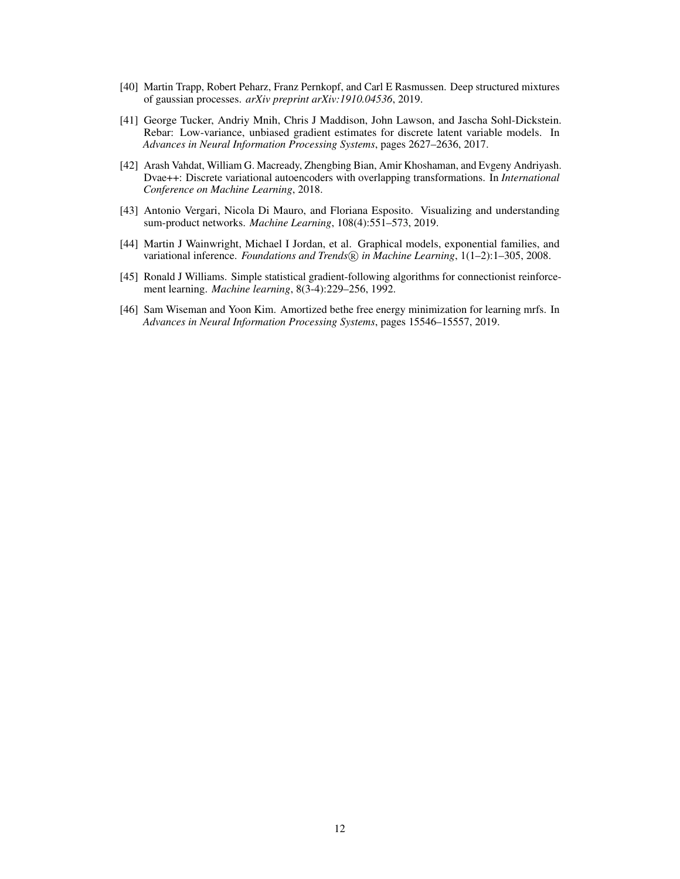[40] Martin Trapp, Robert Peharz, Franz Pernkopf, and Carl E Rasmussen. Deep structured mixtures of gaussian processes. *arXiv preprint arXiv:1910.04536*, 2019.

[41] George Tucker, Andriy Mnih, Chris J Maddison, John Lawson, and Jascha Sohl-Dickstein. Rebar: Low-variance, unbiased gradient estimates for discrete latent variable models. In *Advances in Neural Information Processing Systems*, pages 2627–2636, 2017.

[42] Arash Vahdat, William G. Macready, Zhengbing Bian, Amir Khoshaman, and Evgeny Andriyash. Dvae++: Discrete variational autoencoders with overlapping transformations. In *International Conference on Machine Learning*, 2018.

[43] Antonio Vergari, Nicola Di Mauro, and Floriana Esposito. Visualizing and understanding sum-product networks. *Machine Learning*, 108(4):551–573, 2019.

[44] Martin J Wainwright, Michael I Jordan, et al. Graphical models, exponential families, and variational inference. *Foundations and Trends® in Machine Learning*, 1(1–2):1–305, 2008.

[45] Ronald J Williams. Simple statistical gradient-following algorithms for connectionist reinforcement learning. *Machine learning*, 8(3-4):229–256, 1992.

[46] Sam Wiseman and Yoon Kim. Amortized bethe free energy minimization for learning mrfs. In *Advances in Neural Information Processing Systems*, pages 15546–15557, 2019.